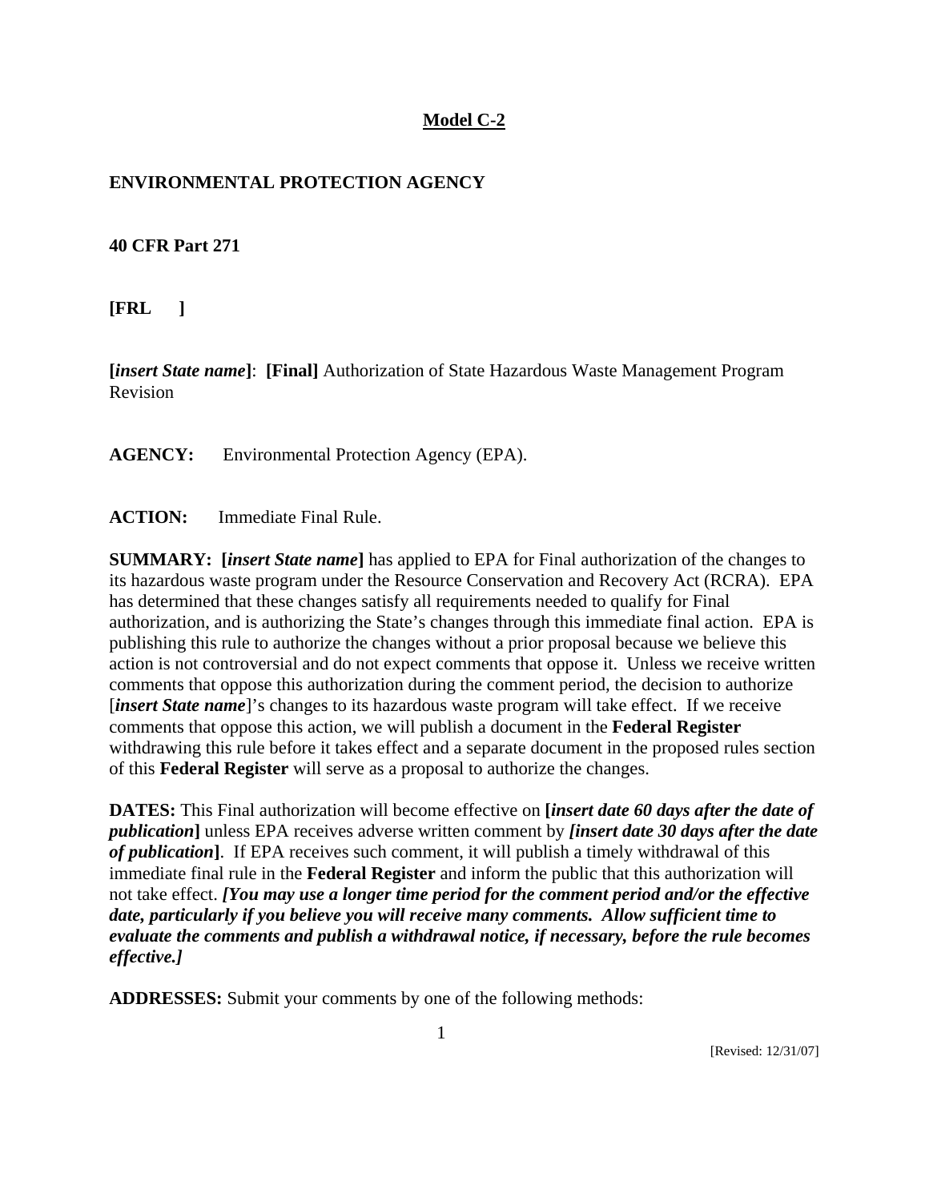**Model C-2**

**ENVIRONMENTAL PROTECTION AGENCY**

**40 CFR Part 271**

**[FRL ]**

**[*insert State name*]**: **[Final]** Authorization of State Hazardous Waste Management Program Revision

**AGENCY:** Environmental Protection Agency (EPA).

**ACTION:** Immediate Final Rule.

**SUMMARY: [*insert State name*]** has applied to EPA for Final authorization of the changes to its hazardous waste program under the Resource Conservation and Recovery Act (RCRA). EPA has determined that these changes satisfy all requirements needed to qualify for Final authorization, and is authorizing the State's changes through this immediate final action. EPA is publishing this rule to authorize the changes without a prior proposal because we believe this action is not controversial and do not expect comments that oppose it. Unless we receive written comments that oppose this authorization during the comment period, the decision to authorize [***insert State name***]'s changes to its hazardous waste program will take effect. If we receive comments that oppose this action, we will publish a document in the **Federal Register** withdrawing this rule before it takes effect and a separate document in the proposed rules section of this **Federal Register** will serve as a proposal to authorize the changes.

**DATES:** This Final authorization will become effective on **[*insert date 60 days after the date of publication*]** unless EPA receives adverse written comment by ***[insert date 30 days after the date of publication]***. If EPA receives such comment, it will publish a timely withdrawal of this immediate final rule in the **Federal Register** and inform the public that this authorization will not take effect. ***[You may use a longer time period for the comment period and/or the effective date, particularly if you believe you will receive many comments. Allow sufficient time to evaluate the comments and publish a withdrawal notice, if necessary, before the rule becomes effective.]***

**ADDRESSES:** Submit your comments by one of the following methods: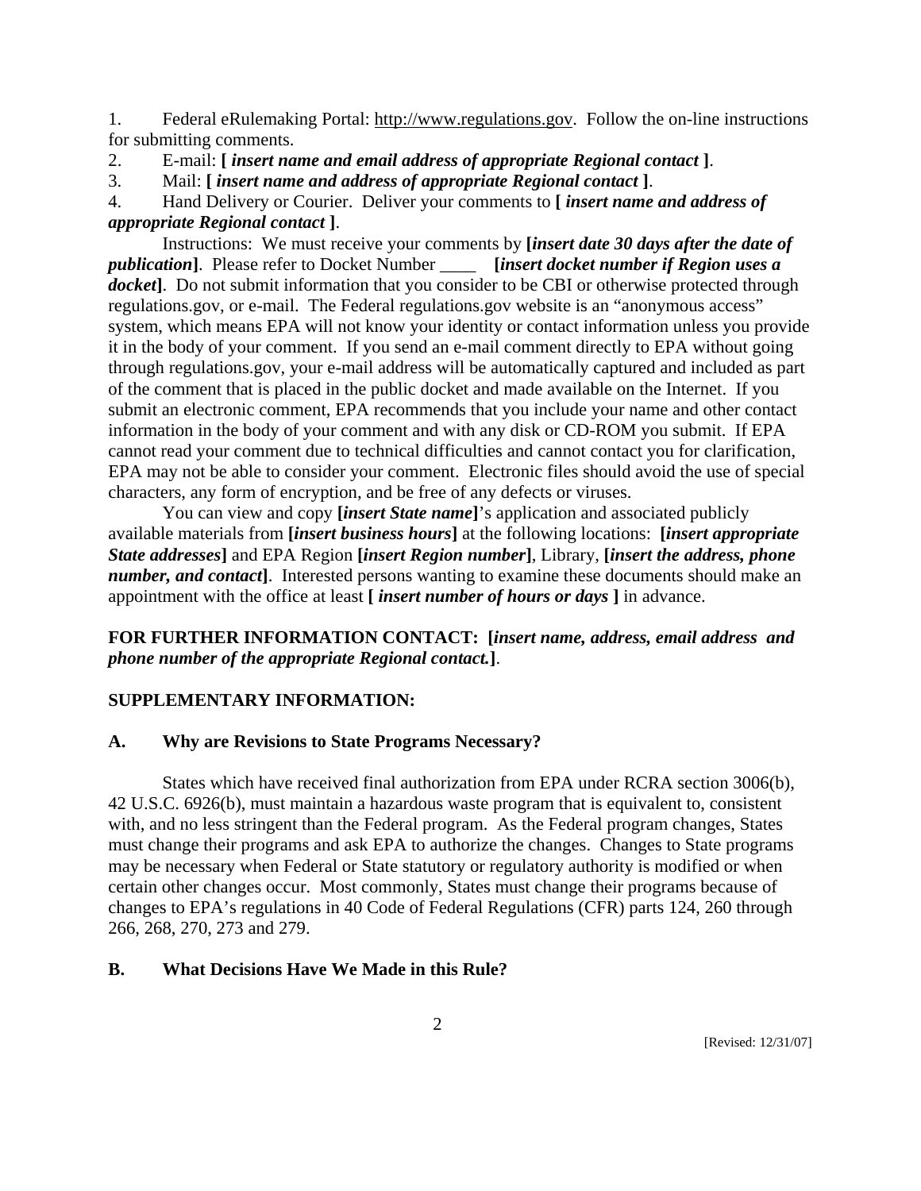1. Federal eRulemaking Portal: http://www.regulations.gov. Follow the on-line instructions for submitting comments.
2. E-mail: **[ *insert name and email address of appropriate Regional contact* ]**.
3. Mail: **[ *insert name and address of appropriate Regional contact* ]**.
4. Hand Delivery or Courier. Deliver your comments to **[ *insert name and address of appropriate Regional contact* ]**.

Instructions: We must receive your comments by **[*insert date 30 days after the date of publication*]**. Please refer to Docket Number ____ **[*insert docket number if Region uses a docket*]**. Do not submit information that you consider to be CBI or otherwise protected through regulations.gov, or e-mail. The Federal regulations.gov website is an "anonymous access" system, which means EPA will not know your identity or contact information unless you provide it in the body of your comment. If you send an e-mail comment directly to EPA without going through regulations.gov, your e-mail address will be automatically captured and included as part of the comment that is placed in the public docket and made available on the Internet. If you submit an electronic comment, EPA recommends that you include your name and other contact information in the body of your comment and with any disk or CD-ROM you submit. If EPA cannot read your comment due to technical difficulties and cannot contact you for clarification, EPA may not be able to consider your comment. Electronic files should avoid the use of special characters, any form of encryption, and be free of any defects or viruses.

You can view and copy **[*insert State name*]**'s application and associated publicly available materials from **[*insert business hours*]** at the following locations: **[*insert appropriate State addresses*]** and EPA Region **[*insert Region number*]**, Library, **[*insert the address, phone number, and contact*]**. Interested persons wanting to examine these documents should make an appointment with the office at least **[ *insert number of hours or days* ]** in advance.

**FOR FURTHER INFORMATION CONTACT: [*insert name, address, email address and phone number of the appropriate Regional contact.*]**.

**SUPPLEMENTARY INFORMATION:**

## A. Why are Revisions to State Programs Necessary?

States which have received final authorization from EPA under RCRA section 3006(b), 42 U.S.C. 6926(b), must maintain a hazardous waste program that is equivalent to, consistent with, and no less stringent than the Federal program. As the Federal program changes, States must change their programs and ask EPA to authorize the changes. Changes to State programs may be necessary when Federal or State statutory or regulatory authority is modified or when certain other changes occur. Most commonly, States must change their programs because of changes to EPA's regulations in 40 Code of Federal Regulations (CFR) parts 124, 260 through 266, 268, 270, 273 and 279.

## B. What Decisions Have We Made in this Rule?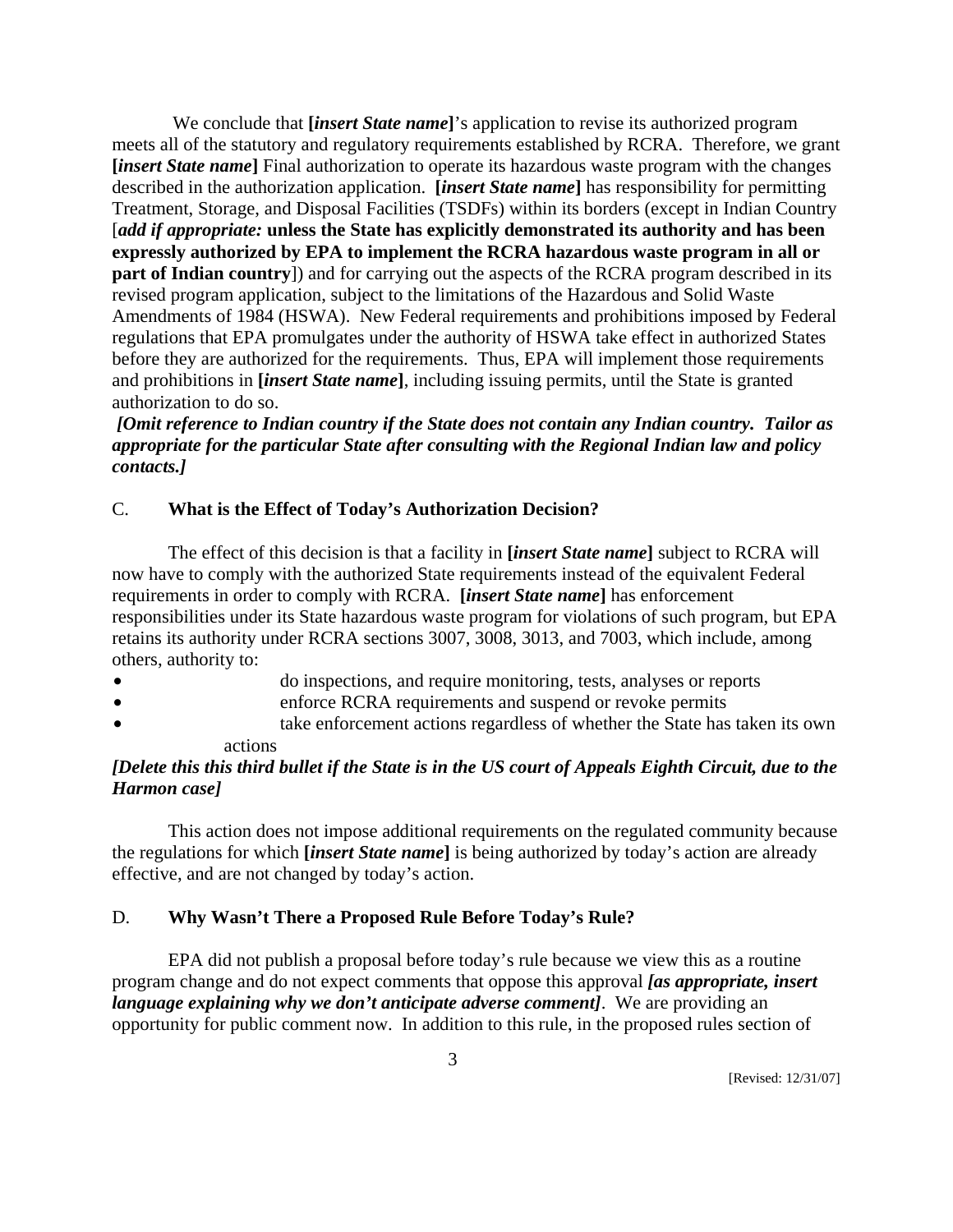We conclude that **[*insert State name*]**'s application to revise its authorized program meets all of the statutory and regulatory requirements established by RCRA. Therefore, we grant **[*insert State name*]** Final authorization to operate its hazardous waste program with the changes described in the authorization application. **[*insert State name*]** has responsibility for permitting Treatment, Storage, and Disposal Facilities (TSDFs) within its borders (except in Indian Country [***add if appropriate:*** **unless the State has explicitly demonstrated its authority and has been expressly authorized by EPA to implement the RCRA hazardous waste program in all or part of Indian country**]) and for carrying out the aspects of the RCRA program described in its revised program application, subject to the limitations of the Hazardous and Solid Waste Amendments of 1984 (HSWA). New Federal requirements and prohibitions imposed by Federal regulations that EPA promulgates under the authority of HSWA take effect in authorized States before they are authorized for the requirements. Thus, EPA will implement those requirements and prohibitions in **[*insert State name*]**, including issuing permits, until the State is granted authorization to do so.

***[Omit reference to Indian country if the State does not contain any Indian country. Tailor as appropriate for the particular State after consulting with the Regional Indian law and policy contacts.]***

## C. What is the Effect of Today's Authorization Decision?

The effect of this decision is that a facility in **[*insert State name*]** subject to RCRA will now have to comply with the authorized State requirements instead of the equivalent Federal requirements in order to comply with RCRA. **[*insert State name*]** has enforcement responsibilities under its State hazardous waste program for violations of such program, but EPA retains its authority under RCRA sections 3007, 3008, 3013, and 7003, which include, among others, authority to:

- do inspections, and require monitoring, tests, analyses or reports
- enforce RCRA requirements and suspend or revoke permits
- take enforcement actions regardless of whether the State has taken its own actions

***[Delete this this third bullet if the State is in the US court of Appeals Eighth Circuit, due to the Harmon case]***

This action does not impose additional requirements on the regulated community because the regulations for which **[*insert State name*]** is being authorized by today's action are already effective, and are not changed by today's action.

## D. Why Wasn't There a Proposed Rule Before Today's Rule?

EPA did not publish a proposal before today's rule because we view this as a routine program change and do not expect comments that oppose this approval ***[as appropriate, insert language explaining why we don't anticipate adverse comment]***. We are providing an opportunity for public comment now. In addition to this rule, in the proposed rules section of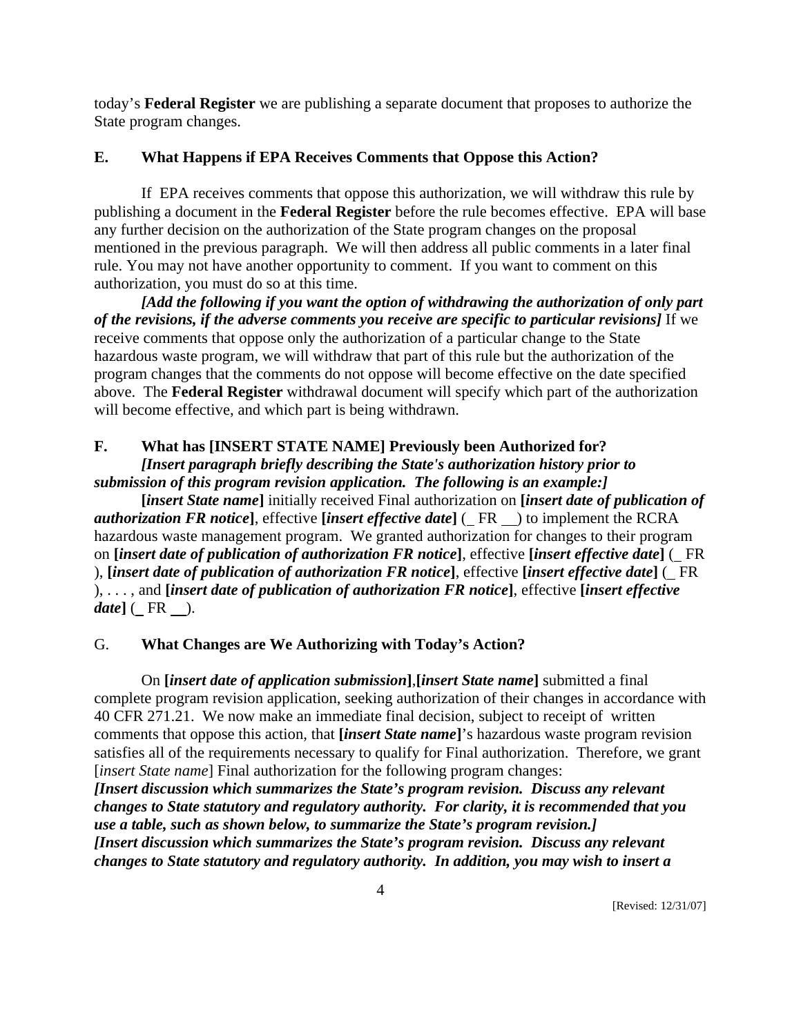today's **Federal Register** we are publishing a separate document that proposes to authorize the State program changes.

### E. What Happens if EPA Receives Comments that Oppose this Action?

If EPA receives comments that oppose this authorization, we will withdraw this rule by publishing a document in the **Federal Register** before the rule becomes effective. EPA will base any further decision on the authorization of the State program changes on the proposal mentioned in the previous paragraph. We will then address all public comments in a later final rule. You may not have another opportunity to comment. If you want to comment on this authorization, you must do so at this time.

***[Add the following if you want the option of withdrawing the authorization of only part of the revisions, if the adverse comments you receive are specific to particular revisions]*** If we receive comments that oppose only the authorization of a particular change to the State hazardous waste program, we will withdraw that part of this rule but the authorization of the program changes that the comments do not oppose will become effective on the date specified above. The **Federal Register** withdrawal document will specify which part of the authorization will become effective, and which part is being withdrawn.

### F. What has [INSERT STATE NAME] Previously been Authorized for?

***[Insert paragraph briefly describing the State's authorization history prior to submission of this program revision application. The following is an example:]***

**[*insert State name*]** initially received Final authorization on **[*insert date of publication of authorization FR notice*]**, effective **[*insert effective date*]** (_ FR __) to implement the RCRA hazardous waste management program. We granted authorization for changes to their program on **[*insert date of publication of authorization FR notice*]**, effective **[*insert effective date*]** (_ FR ), **[*insert date of publication of authorization FR notice*]**, effective **[*insert effective date*]** (_ FR ), . . . , and **[*insert date of publication of authorization FR notice*]**, effective **[*insert effective date*]** (_ FR __).

### G. What Changes are We Authorizing with Today's Action?

On **[*insert date of application submission*]**,**[*insert State name*]** submitted a final complete program revision application, seeking authorization of their changes in accordance with 40 CFR 271.21. We now make an immediate final decision, subject to receipt of written comments that oppose this action, that **[*insert State name*]**'s hazardous waste program revision satisfies all of the requirements necessary to qualify for Final authorization. Therefore, we grant [*insert State name*] Final authorization for the following program changes:

***[Insert discussion which summarizes the State's program revision. Discuss any relevant changes to State statutory and regulatory authority. For clarity, it is recommended that you use a table, such as shown below, to summarize the State's program revision.]***

***[Insert discussion which summarizes the State's program revision. Discuss any relevant changes to State statutory and regulatory authority. In addition, you may wish to insert a***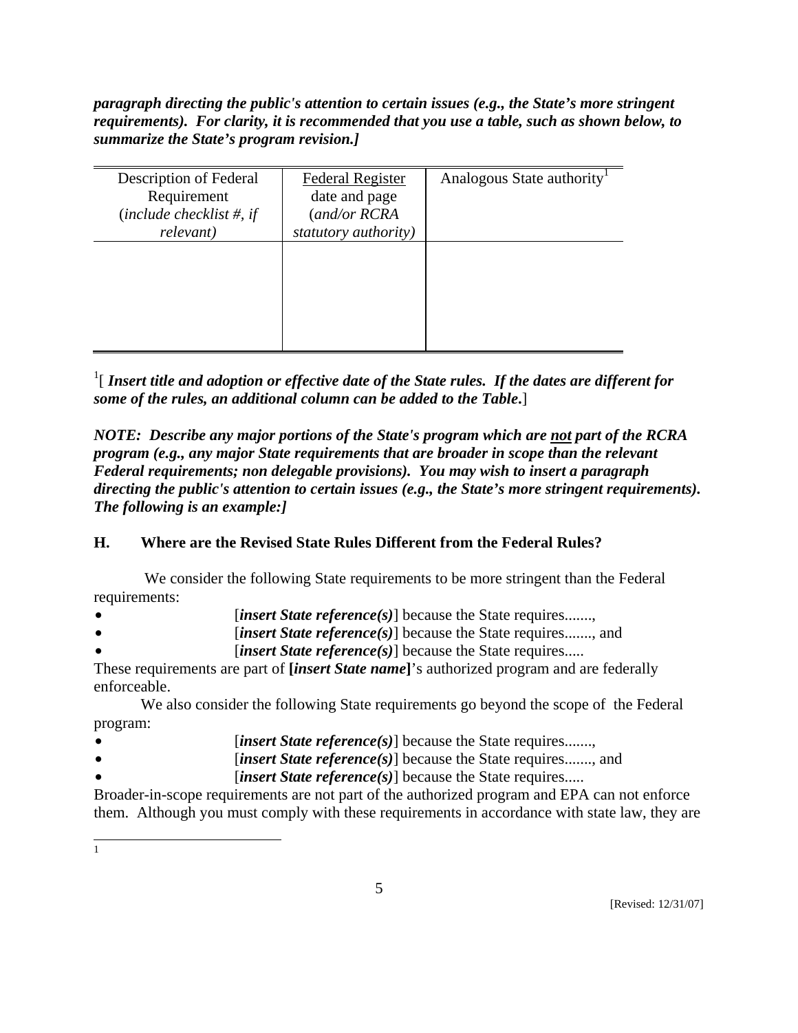***paragraph directing the public's attention to certain issues (e.g., the State's more stringent requirements). For clarity, it is recommended that you use a table, such as shown below, to summarize the State's program revision.]***

| Description of Federal Requirement (*include checklist #, if relevant*) | Federal Register date and page (*and/or RCRA statutory authority*) | Analogous State authority[1] |
|---|---|---|
| | | |

[1][ ***Insert title and adoption or effective date of the State rules. If the dates are different for some of the rules, an additional column can be added to the Table***.]

***NOTE: Describe any major portions of the State's program which are not part of the RCRA program (e.g., any major State requirements that are broader in scope than the relevant Federal requirements; non delegable provisions). You may wish to insert a paragraph directing the public's attention to certain issues (e.g., the State's more stringent requirements). The following is an example:]***

## H. Where are the Revised State Rules Different from the Federal Rules?

We consider the following State requirements to be more stringent than the Federal requirements:

- [***insert State reference(s)***] because the State requires.......,
- [***insert State reference(s)***] because the State requires......., and
- [***insert State reference(s)***] because the State requires.....

These requirements are part of **[*insert State name*]**'s authorized program and are federally enforceable.

We also consider the following State requirements go beyond the scope of the Federal program:

- [***insert State reference(s)***] because the State requires.......,
- [***insert State reference(s)***] because the State requires......., and
- [***insert State reference(s)***] because the State requires.....

Broader-in-scope requirements are not part of the authorized program and EPA can not enforce them. Although you must comply with these requirements in accordance with state law, they are

[1]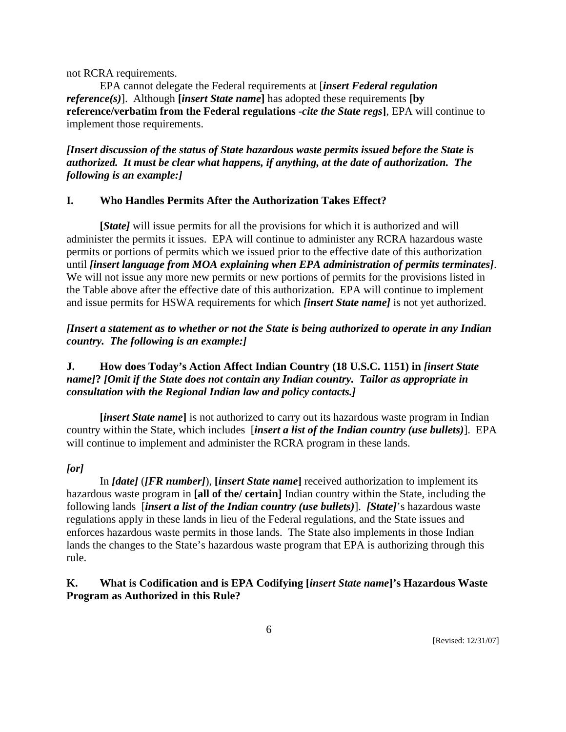not RCRA requirements.

EPA cannot delegate the Federal requirements at [***insert Federal regulation reference(s)***]. Although **[*insert State name*]** has adopted these requirements **[by reference/verbatim from the Federal regulations -*cite the State regs*]**, EPA will continue to implement those requirements.

***[Insert discussion of the status of State hazardous waste permits issued before the State is authorized. It must be clear what happens, if anything, at the date of authorization. The following is an example:]***

## I. Who Handles Permits After the Authorization Takes Effect?

**[*State]*** will issue permits for all the provisions for which it is authorized and will administer the permits it issues. EPA will continue to administer any RCRA hazardous waste permits or portions of permits which we issued prior to the effective date of this authorization until ***[insert language from MOA explaining when EPA administration of permits terminates]***. We will not issue any more new permits or new portions of permits for the provisions listed in the Table above after the effective date of this authorization. EPA will continue to implement and issue permits for HSWA requirements for which ***[insert State name]*** is not yet authorized.

***[Insert a statement as to whether or not the State is being authorized to operate in any Indian country. The following is an example:]***

## J. How does Today's Action Affect Indian Country (18 U.S.C. 1151) in *[insert State name]*? *[Omit if the State does not contain any Indian country. Tailor as appropriate in consultation with the Regional Indian law and policy contacts.]*

**[*insert State name*]** is not authorized to carry out its hazardous waste program in Indian country within the State, which includes [***insert a list of the Indian country (use bullets)***]. EPA will continue to implement and administer the RCRA program in these lands.

***[or]***

In ***[date]*** (***[FR number]***), **[*insert State name*]** received authorization to implement its hazardous waste program in **[all of the/ certain]** Indian country within the State, including the following lands [***insert a list of the Indian country (use bullets)***]. ***[State]***'s hazardous waste regulations apply in these lands in lieu of the Federal regulations, and the State issues and enforces hazardous waste permits in those lands. The State also implements in those Indian lands the changes to the State's hazardous waste program that EPA is authorizing through this rule.

## K. What is Codification and is EPA Codifying [*insert State name*]'s Hazardous Waste Program as Authorized in this Rule?

[Revised: 12/31/07]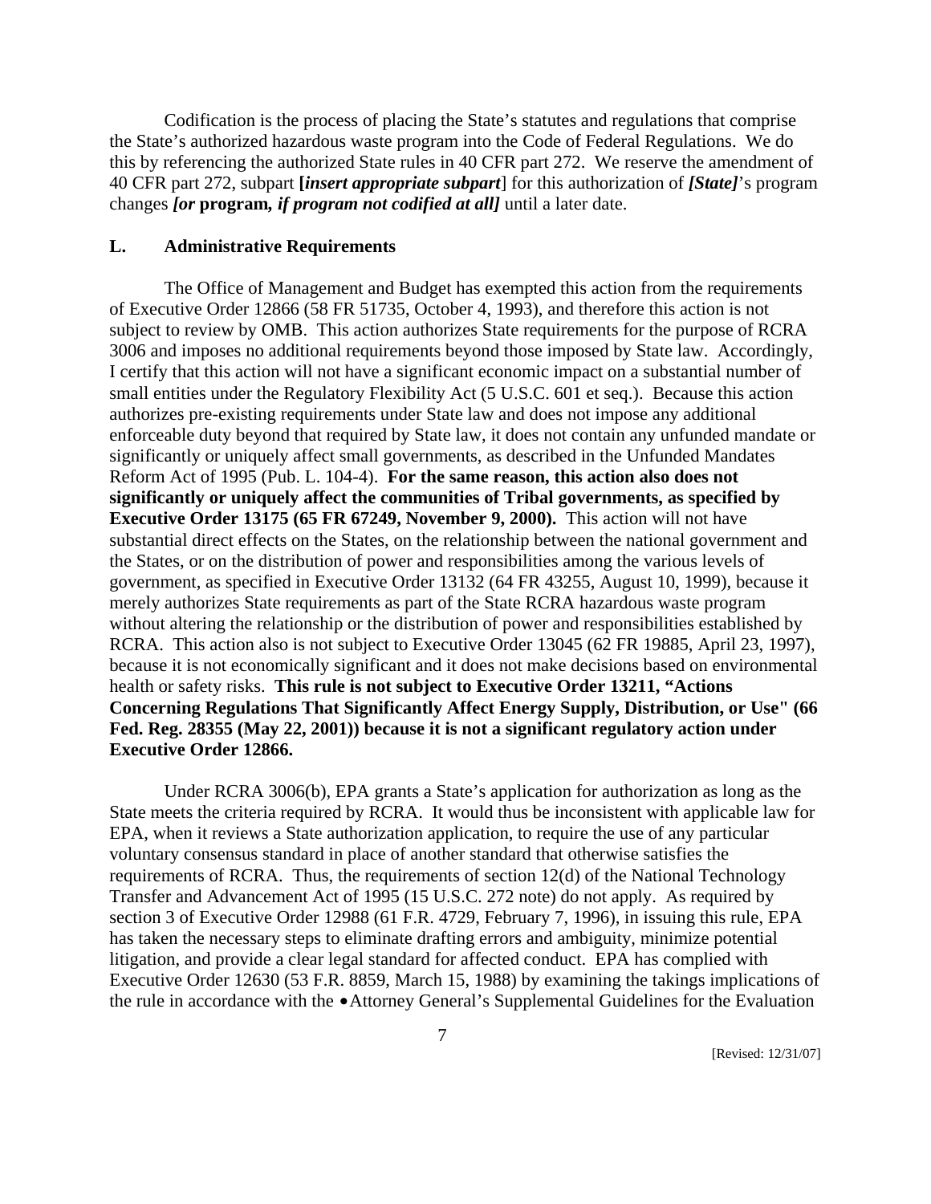Codification is the process of placing the State's statutes and regulations that comprise the State's authorized hazardous waste program into the Code of Federal Regulations. We do this by referencing the authorized State rules in 40 CFR part 272. We reserve the amendment of 40 CFR part 272, subpart **[*insert appropriate subpart*]** for this authorization of ***[State]***'s program changes ***[or*** **program*, if program not codified at all]*** until a later date.

## L. Administrative Requirements

The Office of Management and Budget has exempted this action from the requirements of Executive Order 12866 (58 FR 51735, October 4, 1993), and therefore this action is not subject to review by OMB. This action authorizes State requirements for the purpose of RCRA 3006 and imposes no additional requirements beyond those imposed by State law. Accordingly, I certify that this action will not have a significant economic impact on a substantial number of small entities under the Regulatory Flexibility Act (5 U.S.C. 601 et seq.). Because this action authorizes pre-existing requirements under State law and does not impose any additional enforceable duty beyond that required by State law, it does not contain any unfunded mandate or significantly or uniquely affect small governments, as described in the Unfunded Mandates Reform Act of 1995 (Pub. L. 104-4). **For the same reason, this action also does not significantly or uniquely affect the communities of Tribal governments, as specified by Executive Order 13175 (65 FR 67249, November 9, 2000).** This action will not have substantial direct effects on the States, on the relationship between the national government and the States, or on the distribution of power and responsibilities among the various levels of government, as specified in Executive Order 13132 (64 FR 43255, August 10, 1999), because it merely authorizes State requirements as part of the State RCRA hazardous waste program without altering the relationship or the distribution of power and responsibilities established by RCRA. This action also is not subject to Executive Order 13045 (62 FR 19885, April 23, 1997), because it is not economically significant and it does not make decisions based on environmental health or safety risks. **This rule is not subject to Executive Order 13211, "Actions Concerning Regulations That Significantly Affect Energy Supply, Distribution, or Use" (66 Fed. Reg. 28355 (May 22, 2001)) because it is not a significant regulatory action under Executive Order 12866.**

Under RCRA 3006(b), EPA grants a State's application for authorization as long as the State meets the criteria required by RCRA. It would thus be inconsistent with applicable law for EPA, when it reviews a State authorization application, to require the use of any particular voluntary consensus standard in place of another standard that otherwise satisfies the requirements of RCRA. Thus, the requirements of section 12(d) of the National Technology Transfer and Advancement Act of 1995 (15 U.S.C. 272 note) do not apply. As required by section 3 of Executive Order 12988 (61 F.R. 4729, February 7, 1996), in issuing this rule, EPA has taken the necessary steps to eliminate drafting errors and ambiguity, minimize potential litigation, and provide a clear legal standard for affected conduct. EPA has complied with Executive Order 12630 (53 F.R. 8859, March 15, 1988) by examining the takings implications of the rule in accordance with the • Attorney General's Supplemental Guidelines for the Evaluation

[Revised: 12/31/07]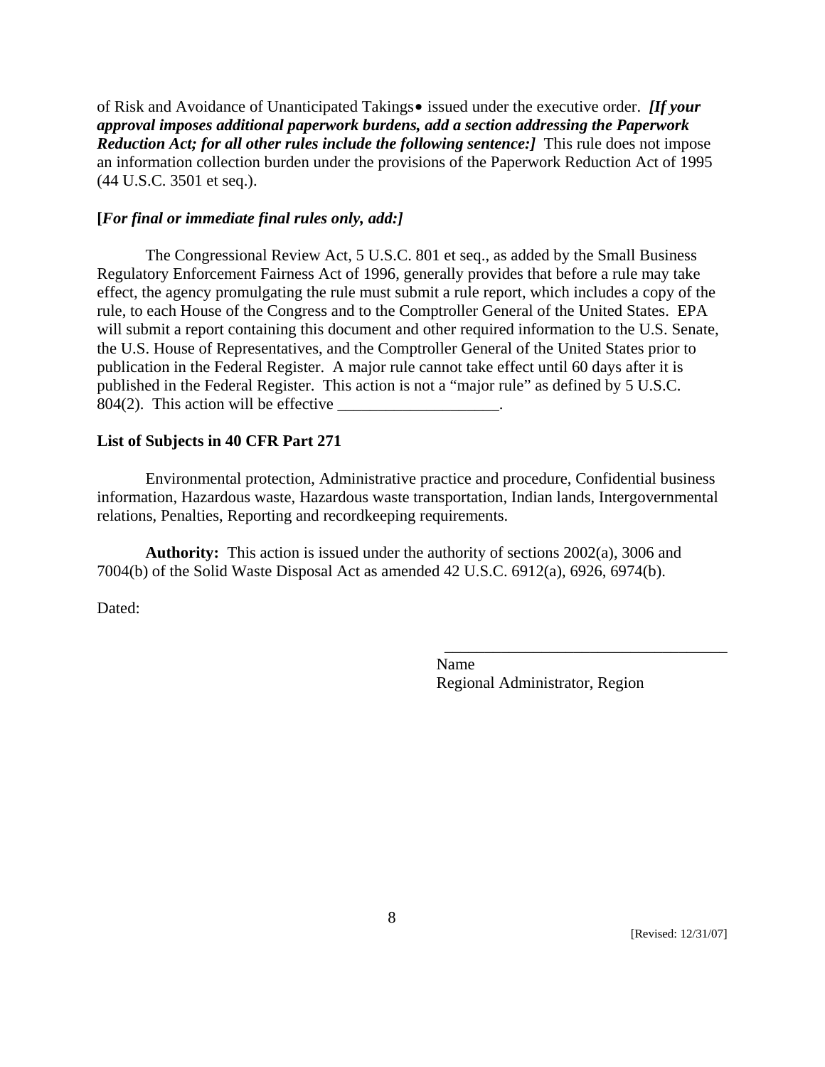of Risk and Avoidance of Unanticipated Takings• issued under the executive order. ***[If your approval imposes additional paperwork burdens, add a section addressing the Paperwork Reduction Act; for all other rules include the following sentence:]*** This rule does not impose an information collection burden under the provisions of the Paperwork Reduction Act of 1995 (44 U.S.C. 3501 et seq.).

**[*For final or immediate final rules only, add:]***

The Congressional Review Act, 5 U.S.C. 801 et seq., as added by the Small Business Regulatory Enforcement Fairness Act of 1996, generally provides that before a rule may take effect, the agency promulgating the rule must submit a rule report, which includes a copy of the rule, to each House of the Congress and to the Comptroller General of the United States. EPA will submit a report containing this document and other required information to the U.S. Senate, the U.S. House of Representatives, and the Comptroller General of the United States prior to publication in the Federal Register. A major rule cannot take effect until 60 days after it is published in the Federal Register. This action is not a "major rule" as defined by 5 U.S.C. 804(2). This action will be effective ____________________.

**List of Subjects in 40 CFR Part 271**

Environmental protection, Administrative practice and procedure, Confidential business information, Hazardous waste, Hazardous waste transportation, Indian lands, Intergovernmental relations, Penalties, Reporting and recordkeeping requirements.

**Authority:** This action is issued under the authority of sections 2002(a), 3006 and 7004(b) of the Solid Waste Disposal Act as amended 42 U.S.C. 6912(a), 6926, 6974(b).

Dated:

____________________________________

Name

Regional Administrator, Region

[Revised: 12/31/07]